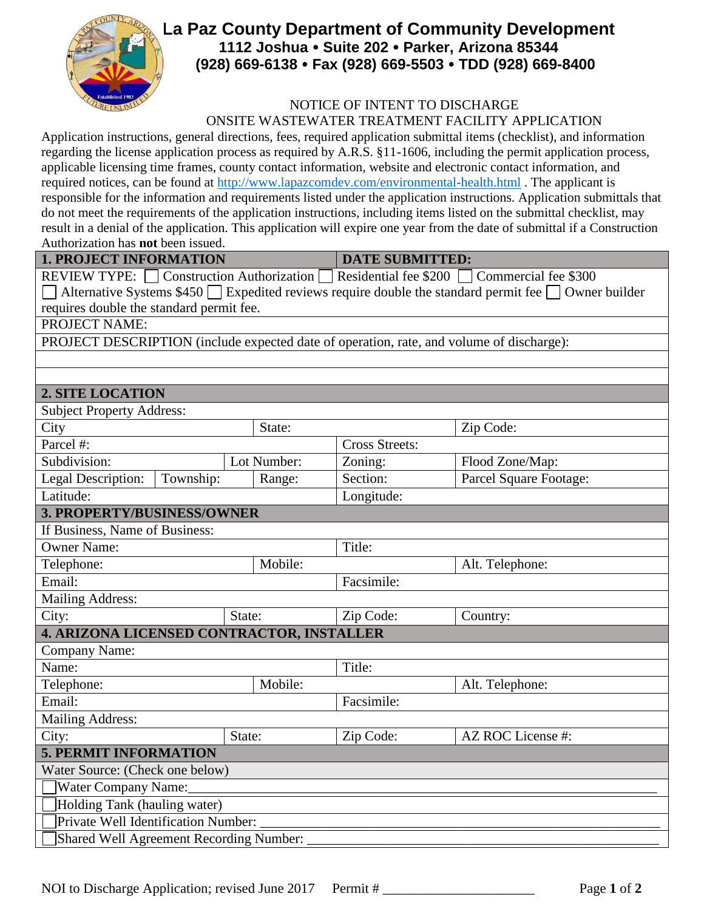# La Paz County Department of Community Development

**1112 Joshua • Suite 202 • Parker, Arizona 85344**
**(928) 669-6138 • Fax (928) 669-5503 • TDD (928) 669-8400**

NOTICE OF INTENT TO DISCHARGE
ONSITE WASTEWATER TREATMENT FACILITY APPLICATION

Application instructions, general directions, fees, required application submittal items (checklist), and information regarding the license application process as required by A.R.S. §11-1606, including the permit application process, applicable licensing time frames, county contact information, website and electronic contact information, and required notices, can be found at http://www.lapazcomdev.com/environmental-health.html . The applicant is responsible for the information and requirements listed under the application instructions. Application submittals that do not meet the requirements of the application instructions, including items listed on the submittal checklist, may result in a denial of the application. This application will expire one year from the date of submittal if a Construction Authorization has **not** been issued.

| **1. PROJECT INFORMATION** | | **DATE SUBMITTED:** | |
|---|---|---|---|
| REVIEW TYPE: ☐ Construction Authorization ☐ Residential fee $200 ☐ Commercial fee $300 ☐ Alternative Systems $450 ☐ Expedited reviews require double the standard permit fee ☐ Owner builder requires double the standard permit fee. | | | |
| PROJECT NAME: | | | |
| PROJECT DESCRIPTION (include expected date of operation, rate, and volume of discharge): | | | |
| | | | |
| | | | |

| **2. SITE LOCATION** | | | | |
|---|---|---|---|---|
| Subject Property Address: | | | | |
| City | | State: | | Zip Code: |
| Parcel #: | | | Cross Streets: | |
| Subdivision: | | Lot Number: | Zoning: | Flood Zone/Map: |
| Legal Description: | Township: | Range: | Section: | Parcel Square Footage: |
| Latitude: | | | Longitude: | |

| **3. PROPERTY/BUSINESS/OWNER** | | | |
|---|---|---|---|
| If Business, Name of Business: | | | |
| Owner Name: | | Title: | |
| Telephone: | Mobile: | | Alt. Telephone: |
| Email: | | Facsimile: | |
| Mailing Address: | | | |
| City: | State: | Zip Code: | Country: |

| **4. ARIZONA LICENSED CONTRACTOR, INSTALLER** | | | |
|---|---|---|---|
| Company Name: | | | |
| Name: | | Title: | |
| Telephone: | Mobile: | | Alt. Telephone: |
| Email: | | Facsimile: | |
| Mailing Address: | | | |
| City: | State: | Zip Code: | AZ ROC License #: |

| **5. PERMIT INFORMATION** |
|---|
| Water Source: (Check one below) |
| ☐ Water Company Name:_______________________________________________ |
| ☐ Holding Tank (hauling water) |
| ☐ Private Well Identification Number: _______________________________________ |
| ☐ Shared Well Agreement Recording Number: _________________________________ |

NOI to Discharge Application; revised June 2017 Permit # ______________________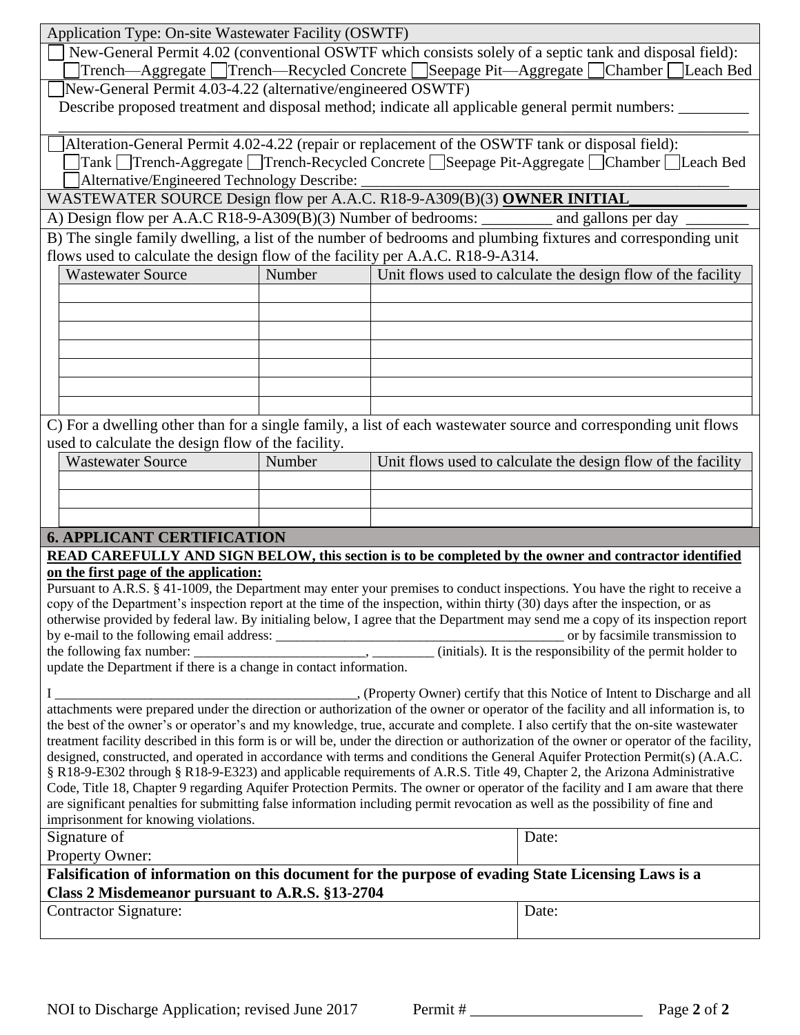Application Type: On-site Wastewater Facility (OSWTF)

☐ New-General Permit 4.02 (conventional OSWTF which consists solely of a septic tank and disposal field):
☐ Trench—Aggregate ☐ Trench—Recycled Concrete ☐ Seepage Pit—Aggregate ☐ Chamber ☐ Leach Bed

☐ New-General Permit 4.03-4.22 (alternative/engineered OSWTF)
Describe proposed treatment and disposal method; indicate all applicable general permit numbers: _________
_______________________________________________________________________________________

☐ Alteration-General Permit 4.02-4.22 (repair or replacement of the OSWTF tank or disposal field):
☐ Tank ☐ Trench-Aggregate ☐ Trench-Recycled Concrete ☐ Seepage Pit-Aggregate ☐ Chamber ☐ Leach Bed
☐ Alternative/Engineered Technology Describe: _______________________________________________

WASTEWATER SOURCE Design flow per A.A.C. R18-9-A309(B)(3) **OWNER INITIAL**______________

A) Design flow per A.A.C R18-9-A309(B)(3) Number of bedrooms: _________ and gallons per day ________

B) The single family dwelling, a list of the number of bedrooms and plumbing fixtures and corresponding unit flows used to calculate the design flow of the facility per A.A.C. R18-9-A314.

| Wastewater Source | Number | Unit flows used to calculate the design flow of the facility |
|---|---|---|
| | | |
| | | |
| | | |
| | | |
| | | |
| | | |
| | | |

C) For a dwelling other than for a single family, a list of each wastewater source and corresponding unit flows used to calculate the design flow of the facility.

| Wastewater Source | Number | Unit flows used to calculate the design flow of the facility |
|---|---|---|
| | | |
| | | |
| | | |

## 6. APPLICANT CERTIFICATION

**READ CAREFULLY AND SIGN BELOW, this section is to be completed by the owner and contractor identified on the first page of the application:**

Pursuant to A.R.S. § 41-1009, the Department may enter your premises to conduct inspections. You have the right to receive a copy of the Department's inspection report at the time of the inspection, within thirty (30) days after the inspection, or as otherwise provided by federal law. By initialing below, I agree that the Department may send me a copy of its inspection report by e-mail to the following email address: ___________________________________________ or by facsimile transmission to the following fax number: _________________________, _________ (initials). It is the responsibility of the permit holder to update the Department if there is a change in contact information.

I ____________________________________________, (Property Owner) certify that this Notice of Intent to Discharge and all attachments were prepared under the direction or authorization of the owner or operator of the facility and all information is, to the best of the owner's or operator's and my knowledge, true, accurate and complete. I also certify that the on-site wastewater treatment facility described in this form is or will be, under the direction or authorization of the owner or operator of the facility, designed, constructed, and operated in accordance with terms and conditions the General Aquifer Protection Permit(s) (A.A.C. § R18-9-E302 through § R18-9-E323) and applicable requirements of A.R.S. Title 49, Chapter 2, the Arizona Administrative Code, Title 18, Chapter 9 regarding Aquifer Protection Permits. The owner or operator of the facility and I am aware that there are significant penalties for submitting false information including permit revocation as well as the possibility of fine and imprisonment for knowing violations.

| | |
|---|---|
| Signature of Property Owner: | Date: |

**Falsification of information on this document for the purpose of evading State Licensing Laws is a Class 2 Misdemeanor pursuant to A.R.S. §13-2704**

| | |
|---|---|
| Contractor Signature: | Date: |

NOI to Discharge Application; revised June 2017 Permit # ______________________